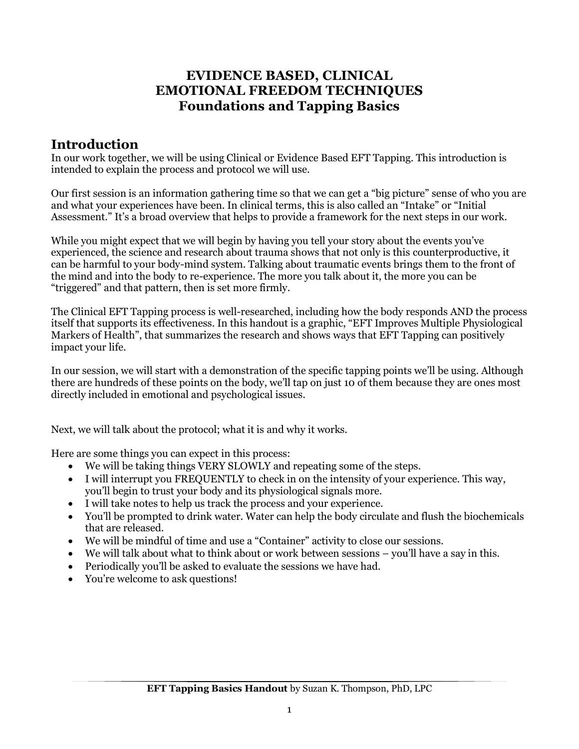# EVIDENCE BASED, CLINICAL
# EMOTIONAL FREEDOM TECHNIQUES
# Foundations and Tapping Basics

## Introduction

In our work together, we will be using Clinical or Evidence Based EFT Tapping. This introduction is intended to explain the process and protocol we will use.

Our first session is an information gathering time so that we can get a "big picture" sense of who you are and what your experiences have been. In clinical terms, this is also called an "Intake" or "Initial Assessment." It's a broad overview that helps to provide a framework for the next steps in our work.

While you might expect that we will begin by having you tell your story about the events you've experienced, the science and research about trauma shows that not only is this counterproductive, it can be harmful to your body-mind system. Talking about traumatic events brings them to the front of the mind and into the body to re-experience. The more you talk about it, the more you can be "triggered" and that pattern, then is set more firmly.

The Clinical EFT Tapping process is well-researched, including how the body responds AND the process itself that supports its effectiveness. In this handout is a graphic, "EFT Improves Multiple Physiological Markers of Health", that summarizes the research and shows ways that EFT Tapping can positively impact your life.

In our session, we will start with a demonstration of the specific tapping points we'll be using. Although there are hundreds of these points on the body, we'll tap on just 10 of them because they are ones most directly included in emotional and psychological issues.

Next, we will talk about the protocol; what it is and why it works.

Here are some things you can expect in this process:

- We will be taking things VERY SLOWLY and repeating some of the steps.
- I will interrupt you FREQUENTLY to check in on the intensity of your experience. This way, you'll begin to trust your body and its physiological signals more.
- I will take notes to help us track the process and your experience.
- You'll be prompted to drink water. Water can help the body circulate and flush the biochemicals that are released.
- We will be mindful of time and use a "Container" activity to close our sessions.
- We will talk about what to think about or work between sessions – you'll have a say in this.
- Periodically you'll be asked to evaluate the sessions we have had.
- You're welcome to ask questions!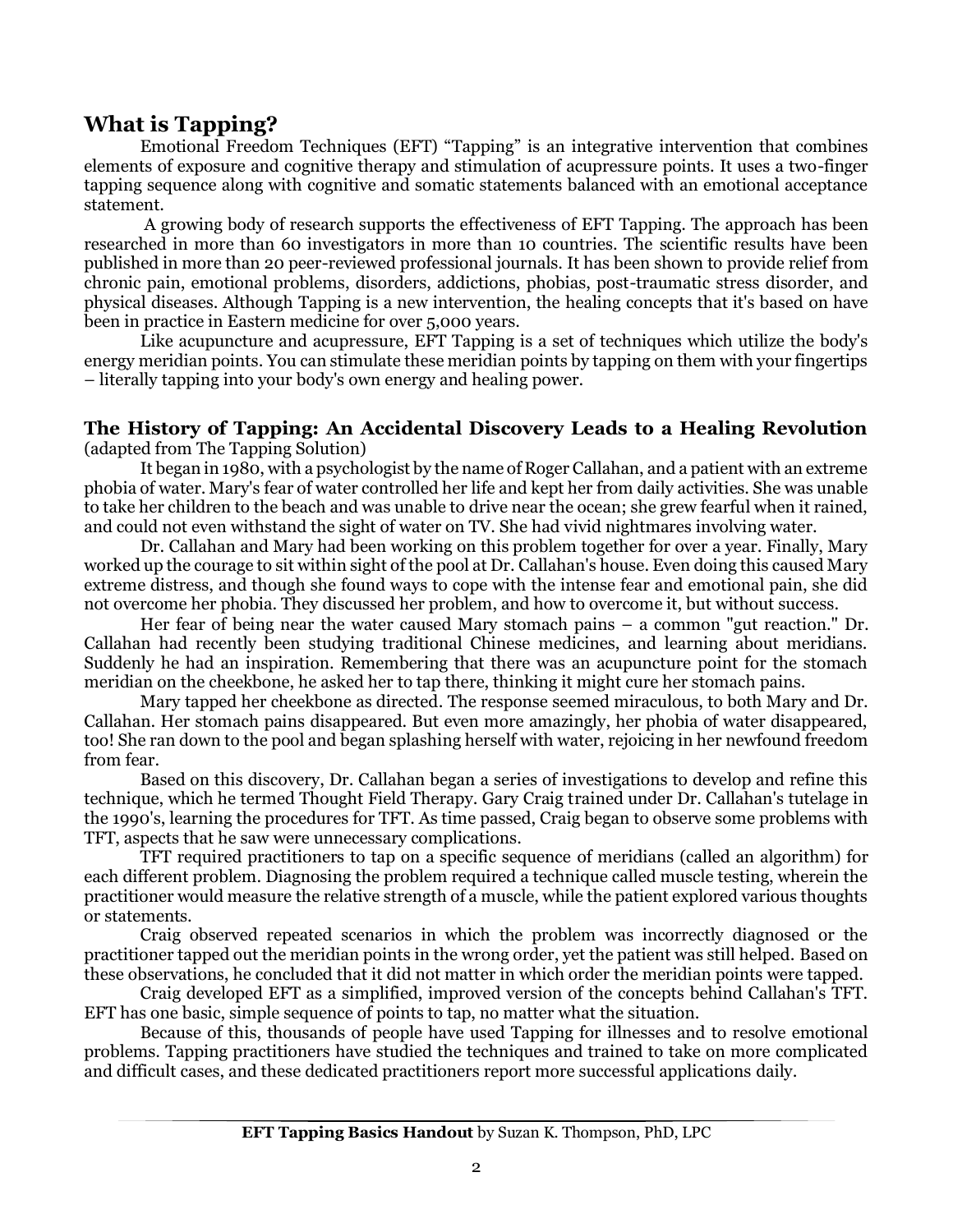## What is Tapping?

Emotional Freedom Techniques (EFT) "Tapping" is an integrative intervention that combines elements of exposure and cognitive therapy and stimulation of acupressure points. It uses a two-finger tapping sequence along with cognitive and somatic statements balanced with an emotional acceptance statement.

A growing body of research supports the effectiveness of EFT Tapping. The approach has been researched in more than 60 investigators in more than 10 countries. The scientific results have been published in more than 20 peer-reviewed professional journals. It has been shown to provide relief from chronic pain, emotional problems, disorders, addictions, phobias, post-traumatic stress disorder, and physical diseases. Although Tapping is a new intervention, the healing concepts that it's based on have been in practice in Eastern medicine for over 5,000 years.

Like acupuncture and acupressure, EFT Tapping is a set of techniques which utilize the body's energy meridian points. You can stimulate these meridian points by tapping on them with your fingertips – literally tapping into your body's own energy and healing power.

### The History of Tapping: An Accidental Discovery Leads to a Healing Revolution

(adapted from The Tapping Solution)

It began in 1980, with a psychologist by the name of Roger Callahan, and a patient with an extreme phobia of water. Mary's fear of water controlled her life and kept her from daily activities. She was unable to take her children to the beach and was unable to drive near the ocean; she grew fearful when it rained, and could not even withstand the sight of water on TV. She had vivid nightmares involving water.

Dr. Callahan and Mary had been working on this problem together for over a year. Finally, Mary worked up the courage to sit within sight of the pool at Dr. Callahan's house. Even doing this caused Mary extreme distress, and though she found ways to cope with the intense fear and emotional pain, she did not overcome her phobia. They discussed her problem, and how to overcome it, but without success.

Her fear of being near the water caused Mary stomach pains – a common "gut reaction." Dr. Callahan had recently been studying traditional Chinese medicines, and learning about meridians. Suddenly he had an inspiration. Remembering that there was an acupuncture point for the stomach meridian on the cheekbone, he asked her to tap there, thinking it might cure her stomach pains.

Mary tapped her cheekbone as directed. The response seemed miraculous, to both Mary and Dr. Callahan. Her stomach pains disappeared. But even more amazingly, her phobia of water disappeared, too! She ran down to the pool and began splashing herself with water, rejoicing in her newfound freedom from fear.

Based on this discovery, Dr. Callahan began a series of investigations to develop and refine this technique, which he termed Thought Field Therapy. Gary Craig trained under Dr. Callahan's tutelage in the 1990's, learning the procedures for TFT. As time passed, Craig began to observe some problems with TFT, aspects that he saw were unnecessary complications.

TFT required practitioners to tap on a specific sequence of meridians (called an algorithm) for each different problem. Diagnosing the problem required a technique called muscle testing, wherein the practitioner would measure the relative strength of a muscle, while the patient explored various thoughts or statements.

Craig observed repeated scenarios in which the problem was incorrectly diagnosed or the practitioner tapped out the meridian points in the wrong order, yet the patient was still helped. Based on these observations, he concluded that it did not matter in which order the meridian points were tapped.

Craig developed EFT as a simplified, improved version of the concepts behind Callahan's TFT. EFT has one basic, simple sequence of points to tap, no matter what the situation.

Because of this, thousands of people have used Tapping for illnesses and to resolve emotional problems. Tapping practitioners have studied the techniques and trained to take on more complicated and difficult cases, and these dedicated practitioners report more successful applications daily.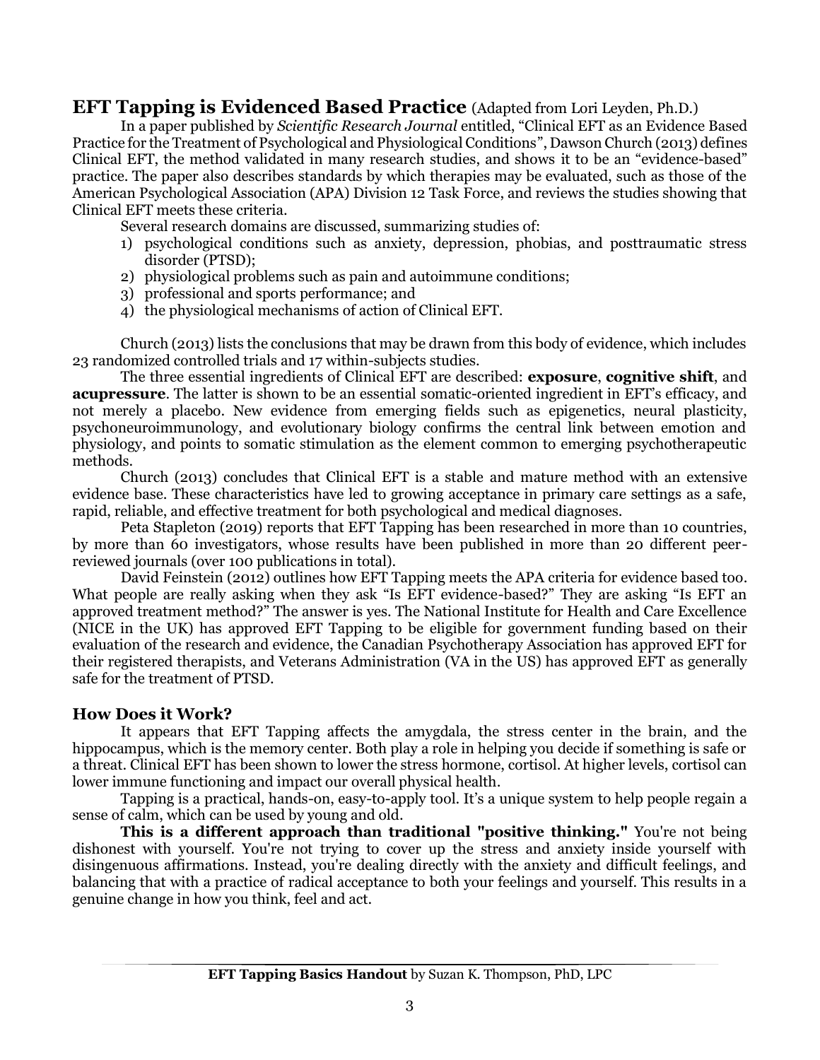## **EFT Tapping is Evidenced Based Practice** (Adapted from Lori Leyden, Ph.D.)

In a paper published by *Scientific Research Journal* entitled, "Clinical EFT as an Evidence Based Practice for the Treatment of Psychological and Physiological Conditions", Dawson Church (2013) defines Clinical EFT, the method validated in many research studies, and shows it to be an "evidence-based" practice. The paper also describes standards by which therapies may be evaluated, such as those of the American Psychological Association (APA) Division 12 Task Force, and reviews the studies showing that Clinical EFT meets these criteria.

Several research domains are discussed, summarizing studies of:

1) psychological conditions such as anxiety, depression, phobias, and posttraumatic stress disorder (PTSD);
2) physiological problems such as pain and autoimmune conditions;
3) professional and sports performance; and
4) the physiological mechanisms of action of Clinical EFT.

Church (2013) lists the conclusions that may be drawn from this body of evidence, which includes 23 randomized controlled trials and 17 within-subjects studies.

The three essential ingredients of Clinical EFT are described: **exposure**, **cognitive shift**, and **acupressure**. The latter is shown to be an essential somatic-oriented ingredient in EFT's efficacy, and not merely a placebo. New evidence from emerging fields such as epigenetics, neural plasticity, psychoneuroimmunology, and evolutionary biology confirms the central link between emotion and physiology, and points to somatic stimulation as the element common to emerging psychotherapeutic methods.

Church (2013) concludes that Clinical EFT is a stable and mature method with an extensive evidence base. These characteristics have led to growing acceptance in primary care settings as a safe, rapid, reliable, and effective treatment for both psychological and medical diagnoses.

Peta Stapleton (2019) reports that EFT Tapping has been researched in more than 10 countries, by more than 60 investigators, whose results have been published in more than 20 different peer-reviewed journals (over 100 publications in total).

David Feinstein (2012) outlines how EFT Tapping meets the APA criteria for evidence based too. What people are really asking when they ask "Is EFT evidence-based?" They are asking "Is EFT an approved treatment method?" The answer is yes. The National Institute for Health and Care Excellence (NICE in the UK) has approved EFT Tapping to be eligible for government funding based on their evaluation of the research and evidence, the Canadian Psychotherapy Association has approved EFT for their registered therapists, and Veterans Administration (VA in the US) has approved EFT as generally safe for the treatment of PTSD.

### **How Does it Work?**

It appears that EFT Tapping affects the amygdala, the stress center in the brain, and the hippocampus, which is the memory center. Both play a role in helping you decide if something is safe or a threat. Clinical EFT has been shown to lower the stress hormone, cortisol. At higher levels, cortisol can lower immune functioning and impact our overall physical health.

Tapping is a practical, hands-on, easy-to-apply tool. It's a unique system to help people regain a sense of calm, which can be used by young and old.

**This is a different approach than traditional "positive thinking."** You're not being dishonest with yourself. You're not trying to cover up the stress and anxiety inside yourself with disingenuous affirmations. Instead, you're dealing directly with the anxiety and difficult feelings, and balancing that with a practice of radical acceptance to both your feelings and yourself. This results in a genuine change in how you think, feel and act.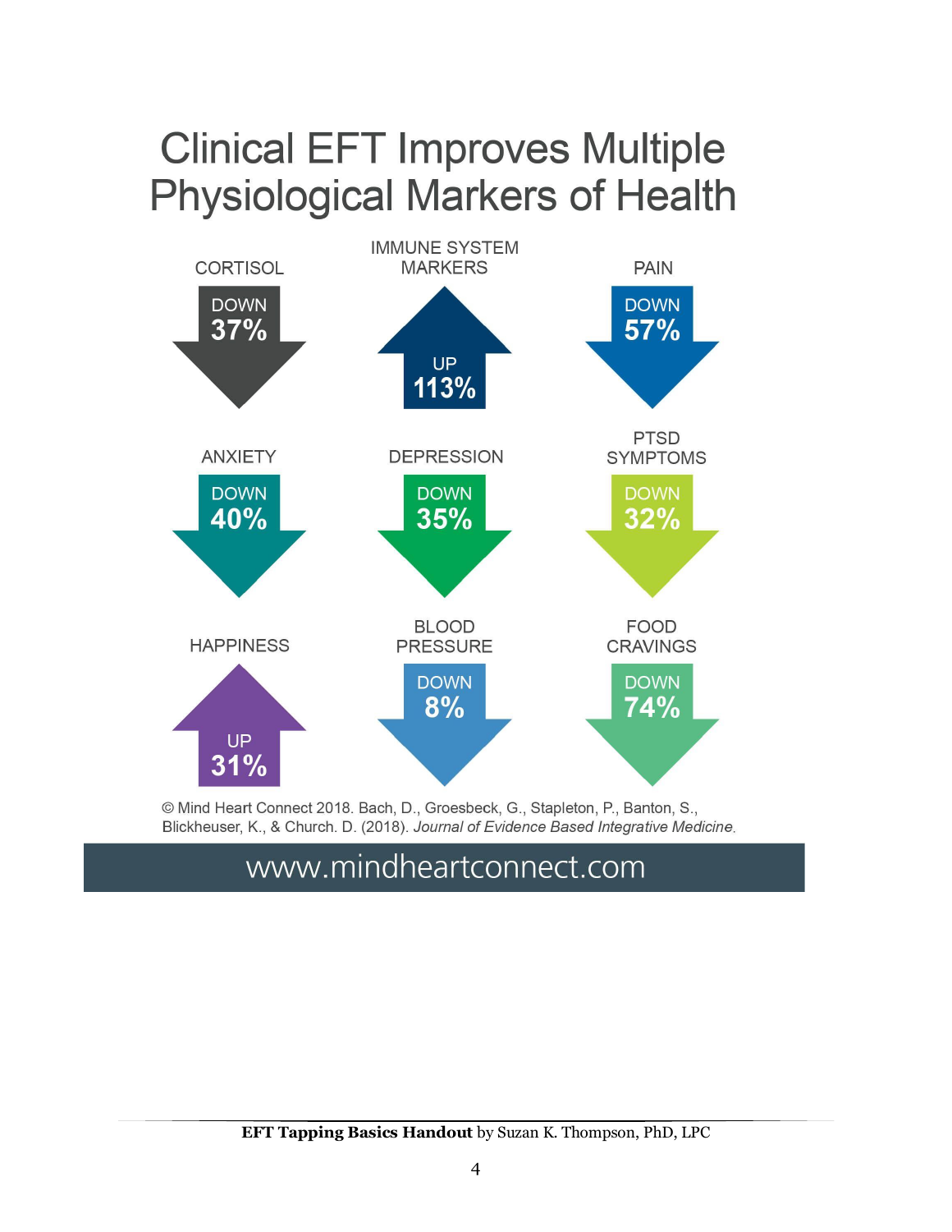# Clinical EFT Improves Multiple Physiological Markers of Health

| Marker | Direction | Change |
| --- | --- | --- |
| CORTISOL | DOWN | 37% |
| IMMUNE SYSTEM MARKERS | UP | 113% |
| PAIN | DOWN | 57% |
| ANXIETY | DOWN | 40% |
| DEPRESSION | DOWN | 35% |
| PTSD SYMPTOMS | DOWN | 32% |
| HAPPINESS | UP | 31% |
| BLOOD PRESSURE | DOWN | 8% |
| FOOD CRAVINGS | DOWN | 74% |

© Mind Heart Connect 2018. Bach, D., Groesbeck, G., Stapleton, P., Banton, S., Blickheuser, K., & Church. D. (2018). *Journal of Evidence Based Integrative Medicine*.

www.mindheartconnect.com

**EFT Tapping Basics Handout** by Suzan K. Thompson, PhD, LPC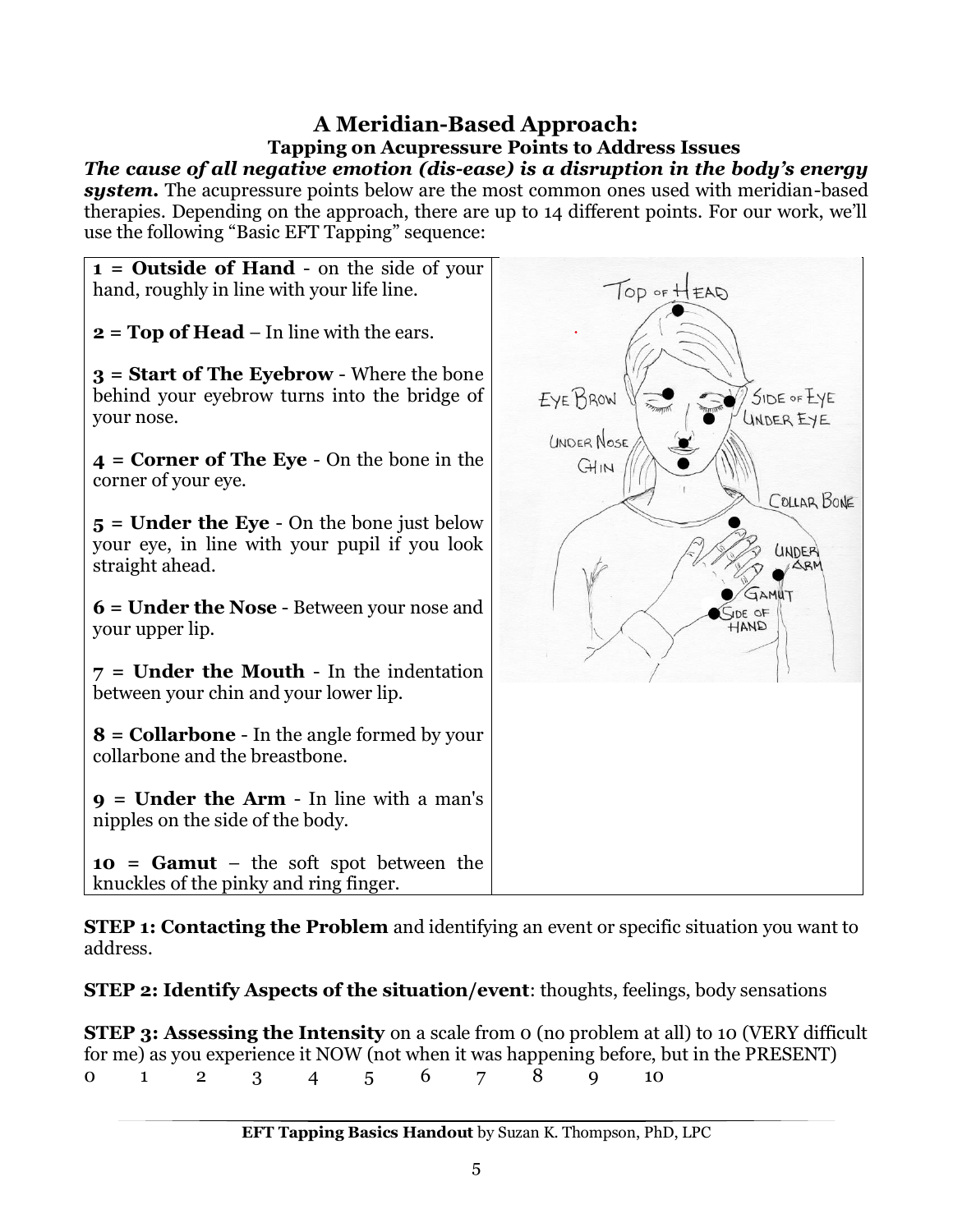## A Meridian-Based Approach:

### Tapping on Acupressure Points to Address Issues

***The cause of all negative emotion (dis-ease) is a disruption in the body's energy system.*** The acupressure points below are the most common ones used with meridian-based therapies. Depending on the approach, there are up to 14 different points. For our work, we'll use the following "Basic EFT Tapping" sequence:

**1 = Outside of Hand** - on the side of your hand, roughly in line with your life line.

**2 = Top of Head** – In line with the ears.

**3 = Start of The Eyebrow** - Where the bone behind your eyebrow turns into the bridge of your nose.

**4 = Corner of The Eye** - On the bone in the corner of your eye.

**5 = Under the Eye** - On the bone just below your eye, in line with your pupil if you look straight ahead.

**6 = Under the Nose** - Between your nose and your upper lip.

**7 = Under the Mouth** - In the indentation between your chin and your lower lip.

**8 = Collarbone** - In the angle formed by your collarbone and the breastbone.

**9 = Under the Arm** - In line with a man's nipples on the side of the body.

**10 = Gamut** – the soft spot between the knuckles of the pinky and ring finger.

**STEP 1: Contacting the Problem** and identifying an event or specific situation you want to address.

**STEP 2: Identify Aspects of the situation/event**: thoughts, feelings, body sensations

**STEP 3: Assessing the Intensity** on a scale from 0 (no problem at all) to 10 (VERY difficult for me) as you experience it NOW (not when it was happening before, but in the PRESENT)

0 1 2 3 4 5 6 7 8 9 10

**EFT Tapping Basics Handout** by Suzan K. Thompson, PhD, LPC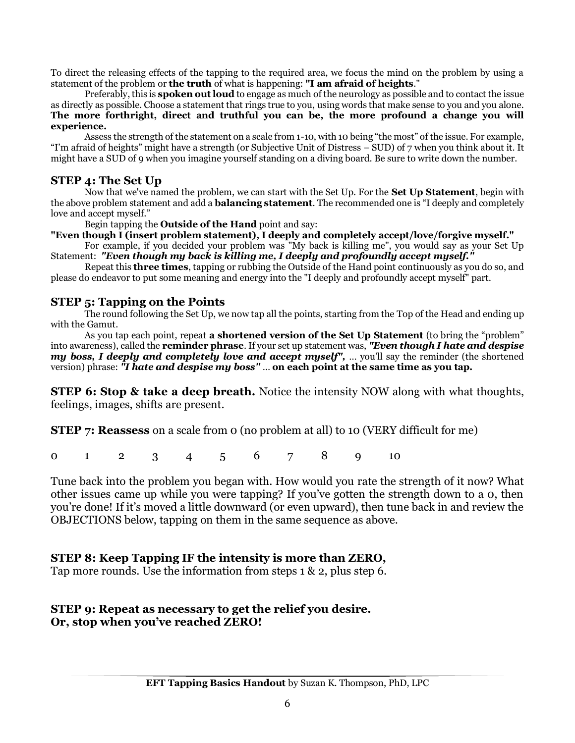To direct the releasing effects of the tapping to the required area, we focus the mind on the problem by using a statement of the problem or **the truth** of what is happening: **"I am afraid of heights**."

Preferably, this is **spoken out loud** to engage as much of the neurology as possible and to contact the issue as directly as possible. Choose a statement that rings true to you, using words that make sense to you and you alone. **The more forthright, direct and truthful you can be, the more profound a change you will experience.**

Assess the strength of the statement on a scale from 1-10, with 10 being "the most" of the issue. For example, "I'm afraid of heights" might have a strength (or Subjective Unit of Distress – SUD) of 7 when you think about it. It might have a SUD of 9 when you imagine yourself standing on a diving board. Be sure to write down the number.

## STEP 4: The Set Up

Now that we've named the problem, we can start with the Set Up. For the **Set Up Statement**, begin with the above problem statement and add a **balancing statement**. The recommended one is "I deeply and completely love and accept myself."

Begin tapping the **Outside of the Hand** point and say:

**"Even though I (insert problem statement), I deeply and completely accept/love/forgive myself."**

For example, if you decided your problem was "My back is killing me", you would say as your Set Up Statement: ***"Even though my back is killing me, I deeply and profoundly accept myself."***

Repeat this **three times**, tapping or rubbing the Outside of the Hand point continuously as you do so, and please do endeavor to put some meaning and energy into the "I deeply and profoundly accept myself" part.

## STEP 5: Tapping on the Points

The round following the Set Up, we now tap all the points, starting from the Top of the Head and ending up with the Gamut.

As you tap each point, repeat **a shortened version of the Set Up Statement** (to bring the "problem" into awareness), called the **reminder phrase**. If your set up statement was, ***"Even though I hate and despise my boss, I deeply and completely love and accept myself",*** … you'll say the reminder (the shortened version) phrase: ***"I hate and despise my boss"*** … **on each point at the same time as you tap.**

**STEP 6: Stop & take a deep breath.** Notice the intensity NOW along with what thoughts, feelings, images, shifts are present.

**STEP 7: Reassess** on a scale from 0 (no problem at all) to 10 (VERY difficult for me)

0 1 2 3 4 5 6 7 8 9 10

Tune back into the problem you began with. How would you rate the strength of it now? What other issues came up while you were tapping? If you've gotten the strength down to a 0, then you're done! If it's moved a little downward (or even upward), then tune back in and review the OBJECTIONS below, tapping on them in the same sequence as above.

## STEP 8: Keep Tapping IF the intensity is more than ZERO,

Tap more rounds. Use the information from steps 1 & 2, plus step 6.

## STEP 9: Repeat as necessary to get the relief you desire. Or, stop when you've reached ZERO!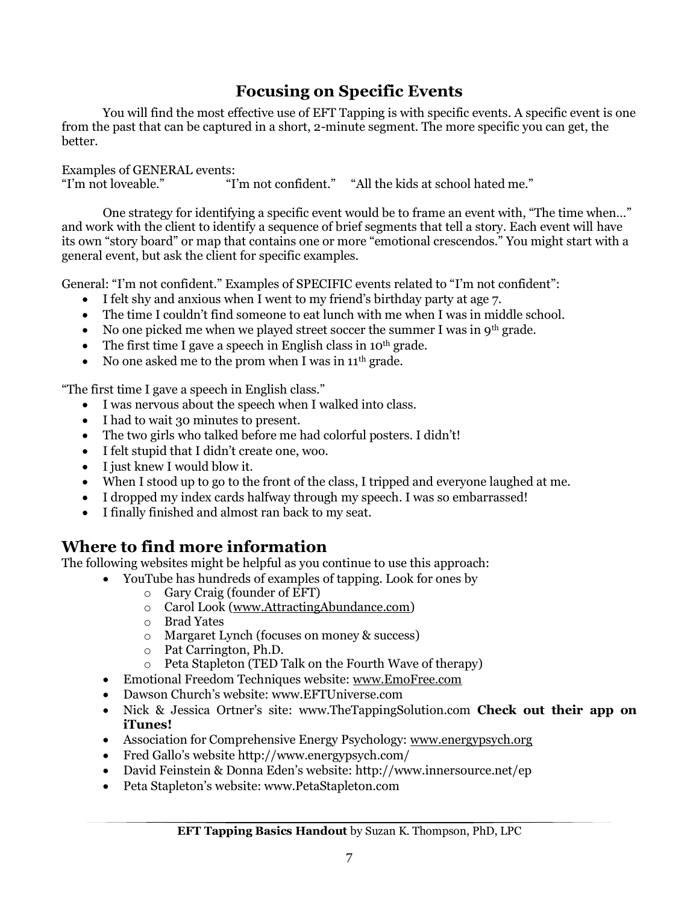## Focusing on Specific Events

You will find the most effective use of EFT Tapping is with specific events. A specific event is one from the past that can be captured in a short, 2-minute segment. The more specific you can get, the better.

Examples of GENERAL events:
"I'm not loveable." "I'm not confident." "All the kids at school hated me."

One strategy for identifying a specific event would be to frame an event with, "The time when…" and work with the client to identify a sequence of brief segments that tell a story. Each event will have its own "story board" or map that contains one or more "emotional crescendos." You might start with a general event, but ask the client for specific examples.

General: "I'm not confident." Examples of SPECIFIC events related to "I'm not confident":

- I felt shy and anxious when I went to my friend's birthday party at age 7.
- The time I couldn't find someone to eat lunch with me when I was in middle school.
- No one picked me when we played street soccer the summer I was in 9th grade.
- The first time I gave a speech in English class in 10th grade.
- No one asked me to the prom when I was in 11th grade.

"The first time I gave a speech in English class."

- I was nervous about the speech when I walked into class.
- I had to wait 30 minutes to present.
- The two girls who talked before me had colorful posters. I didn't!
- I felt stupid that I didn't create one, woo.
- I just knew I would blow it.
- When I stood up to go to the front of the class, I tripped and everyone laughed at me.
- I dropped my index cards halfway through my speech. I was so embarrassed!
- I finally finished and almost ran back to my seat.

# Where to find more information

The following websites might be helpful as you continue to use this approach:

- YouTube has hundreds of examples of tapping. Look for ones by
  - Gary Craig (founder of EFT)
  - Carol Look (www.AttractingAbundance.com)
  - Brad Yates
  - Margaret Lynch (focuses on money & success)
  - Pat Carrington, Ph.D.
  - Peta Stapleton (TED Talk on the Fourth Wave of therapy)
- Emotional Freedom Techniques website: www.EmoFree.com
- Dawson Church's website: www.EFTUniverse.com
- Nick & Jessica Ortner's site: www.TheTappingSolution.com **Check out their app on iTunes!**
- Association for Comprehensive Energy Psychology: www.energypsych.org
- Fred Gallo's website http://www.energypsych.com/
- David Feinstein & Donna Eden's website: http://www.innersource.net/ep
- Peta Stapleton's website: www.PetaStapleton.com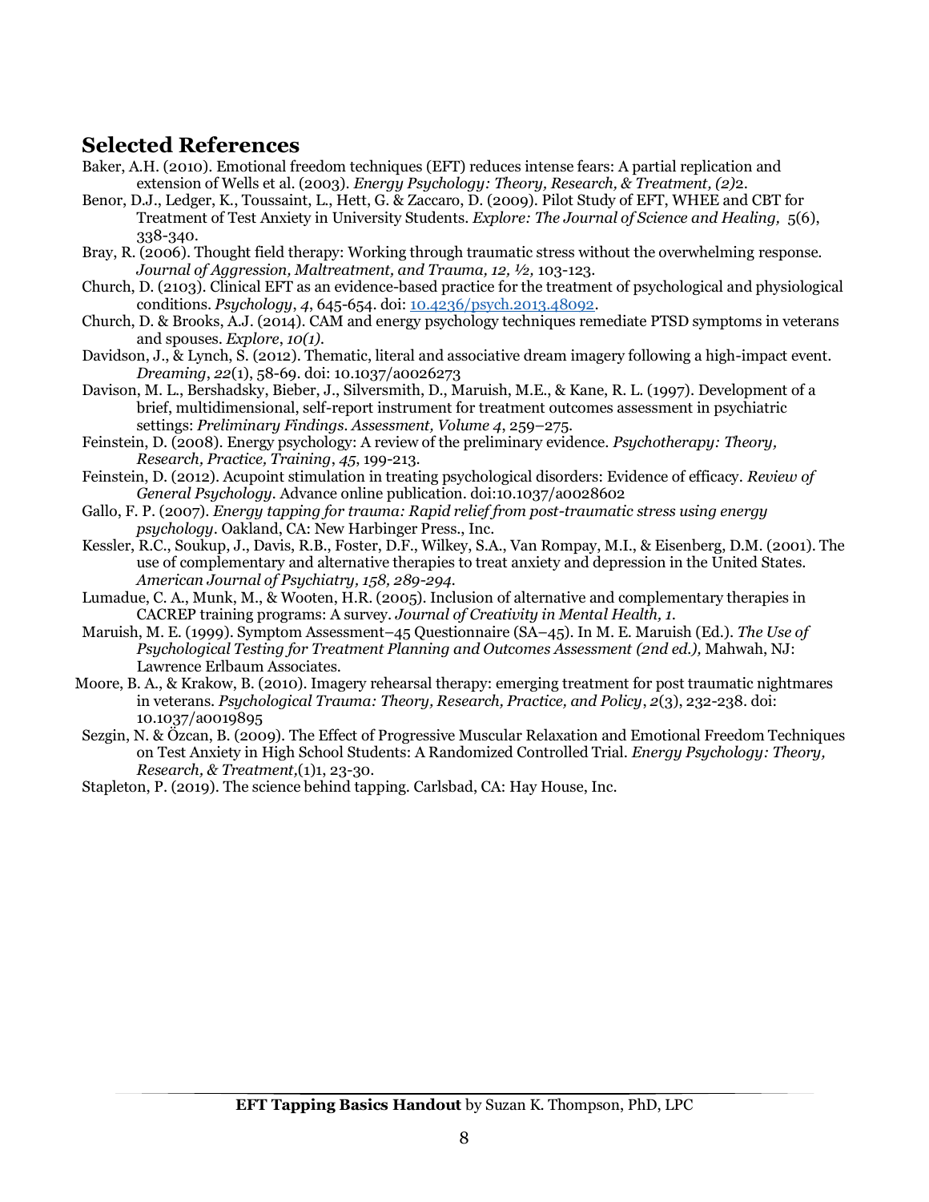## Selected References

Baker, A.H. (2010). Emotional freedom techniques (EFT) reduces intense fears: A partial replication and extension of Wells et al. (2003). *Energy Psychology: Theory, Research, & Treatment, (2)*2.

Benor, D.J., Ledger, K., Toussaint, L., Hett, G. & Zaccaro, D. (2009). Pilot Study of EFT, WHEE and CBT for Treatment of Test Anxiety in University Students. *Explore: The Journal of Science and Healing,* 5(6), 338-340.

Bray, R. (2006). Thought field therapy: Working through traumatic stress without the overwhelming response. *Journal of Aggression, Maltreatment, and Trauma, 12, ½,* 103-123.

Church, D. (2103). Clinical EFT as an evidence-based practice for the treatment of psychological and physiological conditions. *Psychology*, *4*, 645-654. doi: 10.4236/psych.2013.48092.

Church, D. & Brooks, A.J. (2014). CAM and energy psychology techniques remediate PTSD symptoms in veterans and spouses. *Explore*, *10(1)*.

Davidson, J., & Lynch, S. (2012). Thematic, literal and associative dream imagery following a high-impact event. *Dreaming*, *22*(1), 58-69. doi: 10.1037/a0026273

Davison, M. L., Bershadsky, Bieber, J., Silversmith, D., Maruish, M.E., & Kane, R. L. (1997). Development of a brief, multidimensional, self-report instrument for treatment outcomes assessment in psychiatric settings: *Preliminary Findings*. *Assessment, Volume 4*, 259–275.

Feinstein, D. (2008). Energy psychology: A review of the preliminary evidence. *Psychotherapy: Theory, Research, Practice, Training*, *45*, 199-213.

Feinstein, D. (2012). Acupoint stimulation in treating psychological disorders: Evidence of efficacy. *Review of General Psychology*. Advance online publication. doi:10.1037/a0028602

Gallo, F. P. (2007). *Energy tapping for trauma: Rapid relief from post-traumatic stress using energy psychology*. Oakland, CA: New Harbinger Press., Inc.

Kessler, R.C., Soukup, J., Davis, R.B., Foster, D.F., Wilkey, S.A., Van Rompay, M.I., & Eisenberg, D.M. (2001). The use of complementary and alternative therapies to treat anxiety and depression in the United States. *American Journal of Psychiatry, 158, 289-294.*

Lumadue, C. A., Munk, M., & Wooten, H.R. (2005). Inclusion of alternative and complementary therapies in CACREP training programs: A survey. *Journal of Creativity in Mental Health, 1.*

Maruish, M. E. (1999). Symptom Assessment–45 Questionnaire (SA–45). In M. E. Maruish (Ed.). *The Use of Psychological Testing for Treatment Planning and Outcomes Assessment (2nd ed.),* Mahwah, NJ: Lawrence Erlbaum Associates.

Moore, B. A., & Krakow, B. (2010). Imagery rehearsal therapy: emerging treatment for post traumatic nightmares in veterans. *Psychological Trauma: Theory, Research, Practice, and Policy*, *2*(3), 232-238. doi: 10.1037/a0019895

Sezgin, N. & Özcan, B. (2009). The Effect of Progressive Muscular Relaxation and Emotional Freedom Techniques on Test Anxiety in High School Students: A Randomized Controlled Trial. *Energy Psychology: Theory, Research, & Treatment,*(1)1, 23-30.

Stapleton, P. (2019). The science behind tapping. Carlsbad, CA: Hay House, Inc.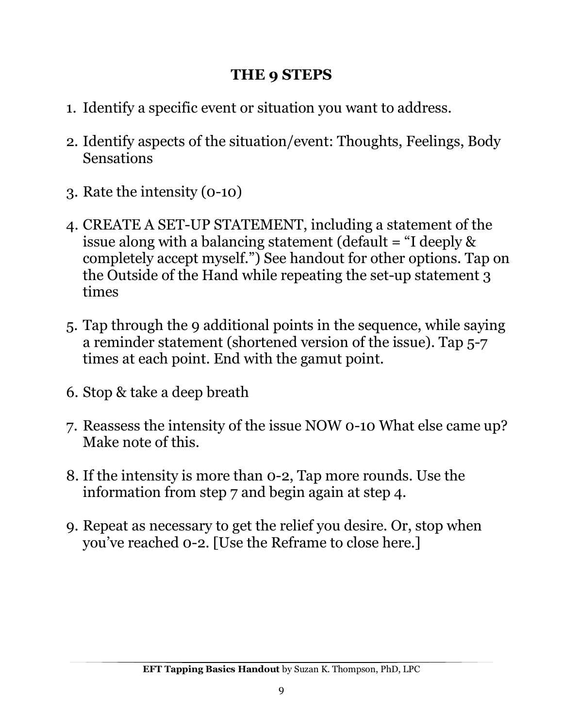## THE 9 STEPS

1. Identify a specific event or situation you want to address.

2. Identify aspects of the situation/event: Thoughts, Feelings, Body Sensations

3. Rate the intensity (0-10)

4. CREATE A SET-UP STATEMENT, including a statement of the issue along with a balancing statement (default = "I deeply & completely accept myself.") See handout for other options. Tap on the Outside of the Hand while repeating the set-up statement 3 times

5. Tap through the 9 additional points in the sequence, while saying a reminder statement (shortened version of the issue). Tap 5-7 times at each point. End with the gamut point.

6. Stop & take a deep breath

7. Reassess the intensity of the issue NOW 0-10 What else came up? Make note of this.

8. If the intensity is more than 0-2, Tap more rounds. Use the information from step 7 and begin again at step 4.

9. Repeat as necessary to get the relief you desire. Or, stop when you've reached 0-2. [Use the Reframe to close here.]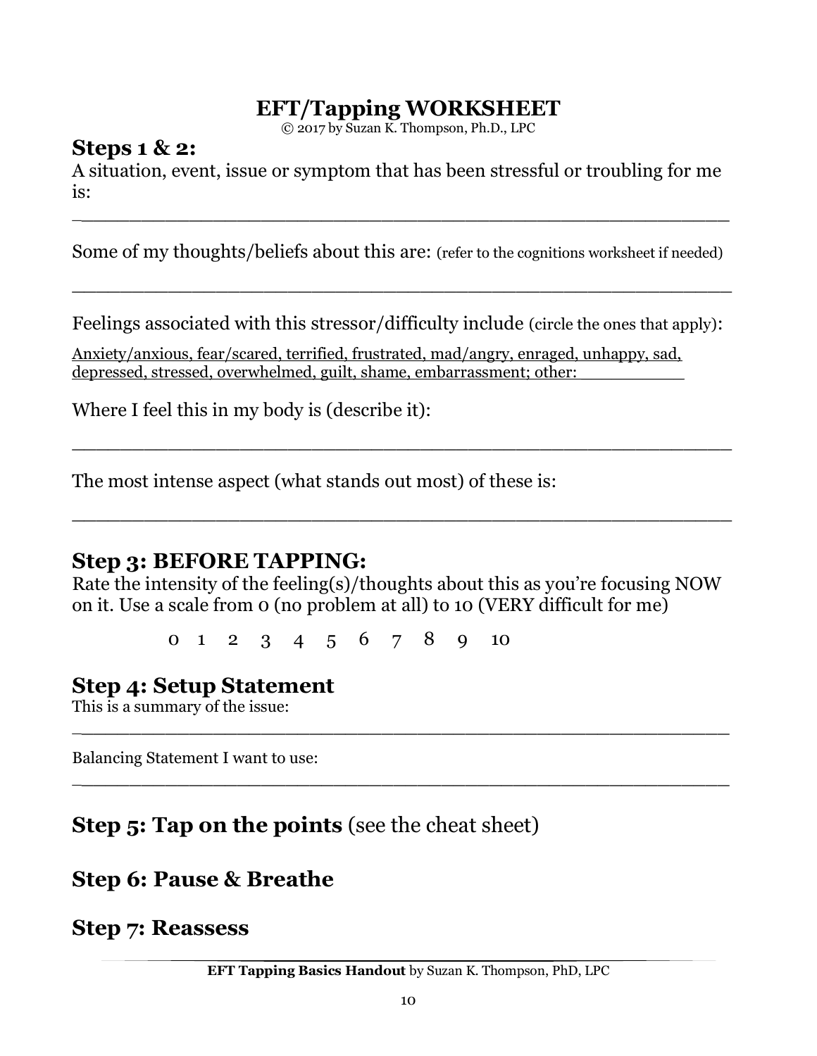# EFT/Tapping WORKSHEET

© 2017 by Suzan K. Thompson, Ph.D., LPC

## Steps 1 & 2:

A situation, event, issue or symptom that has been stressful or troubling for me is:

\_\_\_\_\_\_\_\_\_\_\_\_\_\_\_\_\_\_\_\_\_\_\_\_\_\_\_\_\_\_\_\_\_\_\_\_\_\_\_\_\_\_\_\_\_\_\_\_\_\_\_\_\_\_\_\_

Some of my thoughts/beliefs about this are: (refer to the cognitions worksheet if needed)

\_\_\_\_\_\_\_\_\_\_\_\_\_\_\_\_\_\_\_\_\_\_\_\_\_\_\_\_\_\_\_\_\_\_\_\_\_\_\_\_\_\_\_\_\_\_\_\_\_\_\_\_\_\_\_\_

Feelings associated with this stressor/difficulty include (circle the ones that apply):

Anxiety/anxious, fear/scared, terrified, frustrated, mad/angry, enraged, unhappy, sad, depressed, stressed, overwhelmed, guilt, shame, embarrassment; other: \_\_\_\_\_\_\_\_\_\_

Where I feel this in my body is (describe it):

\_\_\_\_\_\_\_\_\_\_\_\_\_\_\_\_\_\_\_\_\_\_\_\_\_\_\_\_\_\_\_\_\_\_\_\_\_\_\_\_\_\_\_\_\_\_\_\_\_\_\_\_\_\_\_\_

The most intense aspect (what stands out most) of these is:

\_\_\_\_\_\_\_\_\_\_\_\_\_\_\_\_\_\_\_\_\_\_\_\_\_\_\_\_\_\_\_\_\_\_\_\_\_\_\_\_\_\_\_\_\_\_\_\_\_\_\_\_\_\_\_\_

## Step 3: BEFORE TAPPING:

Rate the intensity of the feeling(s)/thoughts about this as you're focusing NOW on it. Use a scale from 0 (no problem at all) to 10 (VERY difficult for me)

0 1 2 3 4 5 6 7 8 9 10

## Step 4: Setup Statement

This is a summary of the issue:

\_\_\_\_\_\_\_\_\_\_\_\_\_\_\_\_\_\_\_\_\_\_\_\_\_\_\_\_\_\_\_\_\_\_\_\_\_\_\_\_\_\_\_\_\_\_\_\_\_\_\_\_\_\_\_\_

Balancing Statement I want to use:

\_\_\_\_\_\_\_\_\_\_\_\_\_\_\_\_\_\_\_\_\_\_\_\_\_\_\_\_\_\_\_\_\_\_\_\_\_\_\_\_\_\_\_\_\_\_\_\_\_\_\_\_\_\_\_\_

## Step 5: Tap on the points (see the cheat sheet)

## Step 6: Pause & Breathe

## Step 7: Reassess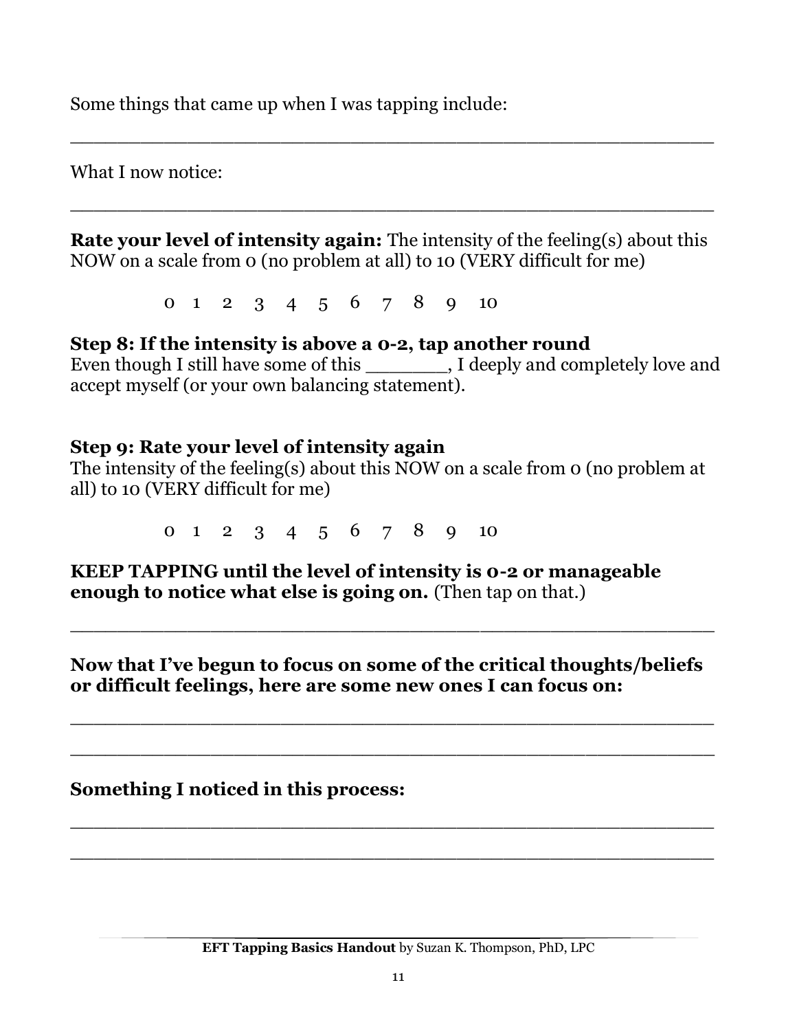Some things that came up when I was tapping include:

_______________________________________________________

What I now notice:

_______________________________________________________

**Rate your level of intensity again:** The intensity of the feeling(s) about this NOW on a scale from 0 (no problem at all) to 10 (VERY difficult for me)

0 1 2 3 4 5 6 7 8 9 10

### Step 8: If the intensity is above a 0-2, tap another round

Even though I still have some of this _______, I deeply and completely love and accept myself (or your own balancing statement).

### Step 9: Rate your level of intensity again

The intensity of the feeling(s) about this NOW on a scale from 0 (no problem at all) to 10 (VERY difficult for me)

0 1 2 3 4 5 6 7 8 9 10

**KEEP TAPPING until the level of intensity is 0-2 or manageable enough to notice what else is going on.** (Then tap on that.)

_______________________________________________________

**Now that I've begun to focus on some of the critical thoughts/beliefs or difficult feelings, here are some new ones I can focus on:**

_______________________________________________________

_______________________________________________________

**Something I noticed in this process:**

_______________________________________________________

_______________________________________________________